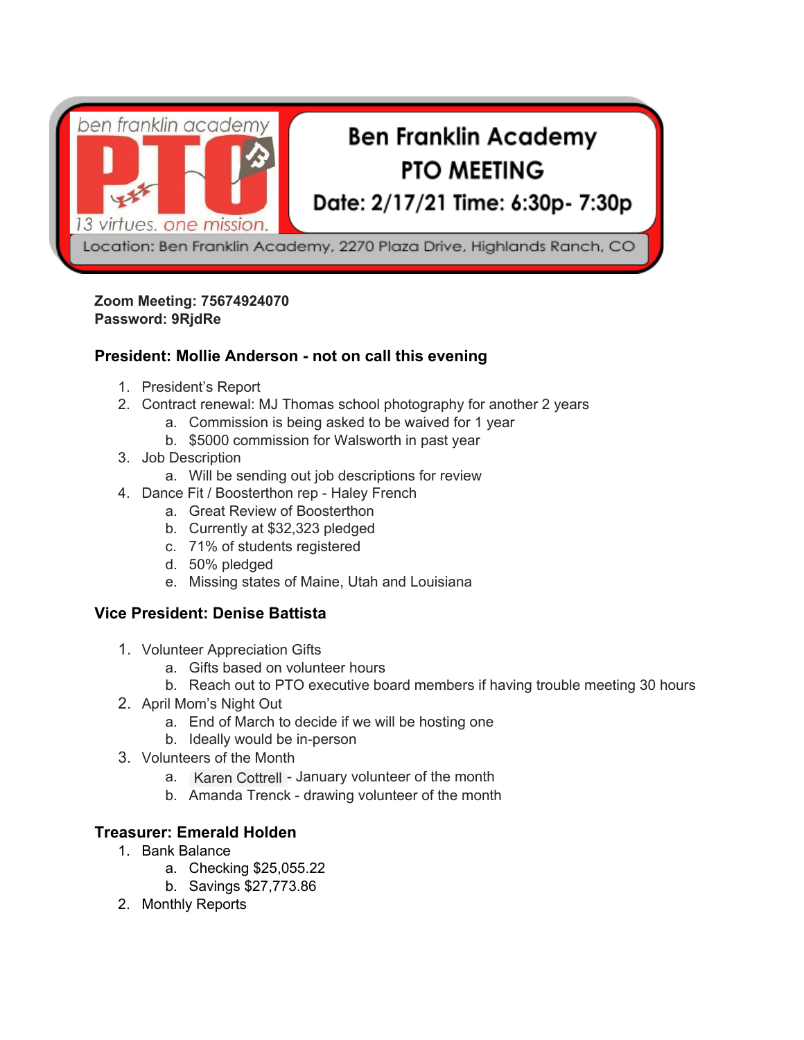# Ben Franklin Academy PTO MEETING

ben franklin academy PTO 13 virtues. one mission.

**Date: 2/17/21 Time: 6:30p- 7:30p**

Location: Ben Franklin Academy, 2270 Plaza Drive, Highlands Ranch, CO

**Zoom Meeting: 75674924070**
**Password: 9RjdRe**

### President: Mollie Anderson - not on call this evening

1. President's Report
2. Contract renewal: MJ Thomas school photography for another 2 years
   a. Commission is being asked to be waived for 1 year
   b. $5000 commission for Walsworth in past year
3. Job Description
   a. Will be sending out job descriptions for review
4. Dance Fit / Boosterthon rep - Haley French
   a. Great Review of Boosterthon
   b. Currently at $32,323 pledged
   c. 71% of students registered
   d. 50% pledged
   e. Missing states of Maine, Utah and Louisiana

### Vice President: Denise Battista

1. Volunteer Appreciation Gifts
   a. Gifts based on volunteer hours
   b. Reach out to PTO executive board members if having trouble meeting 30 hours
2. April Mom's Night Out
   a. End of March to decide if we will be hosting one
   b. Ideally would be in-person
3. Volunteers of the Month
   a. Karen Cottrell - January volunteer of the month
   b. Amanda Trenck - drawing volunteer of the month

### Treasurer: Emerald Holden

1. Bank Balance
   a. Checking $25,055.22
   b. Savings $27,773.86
2. Monthly Reports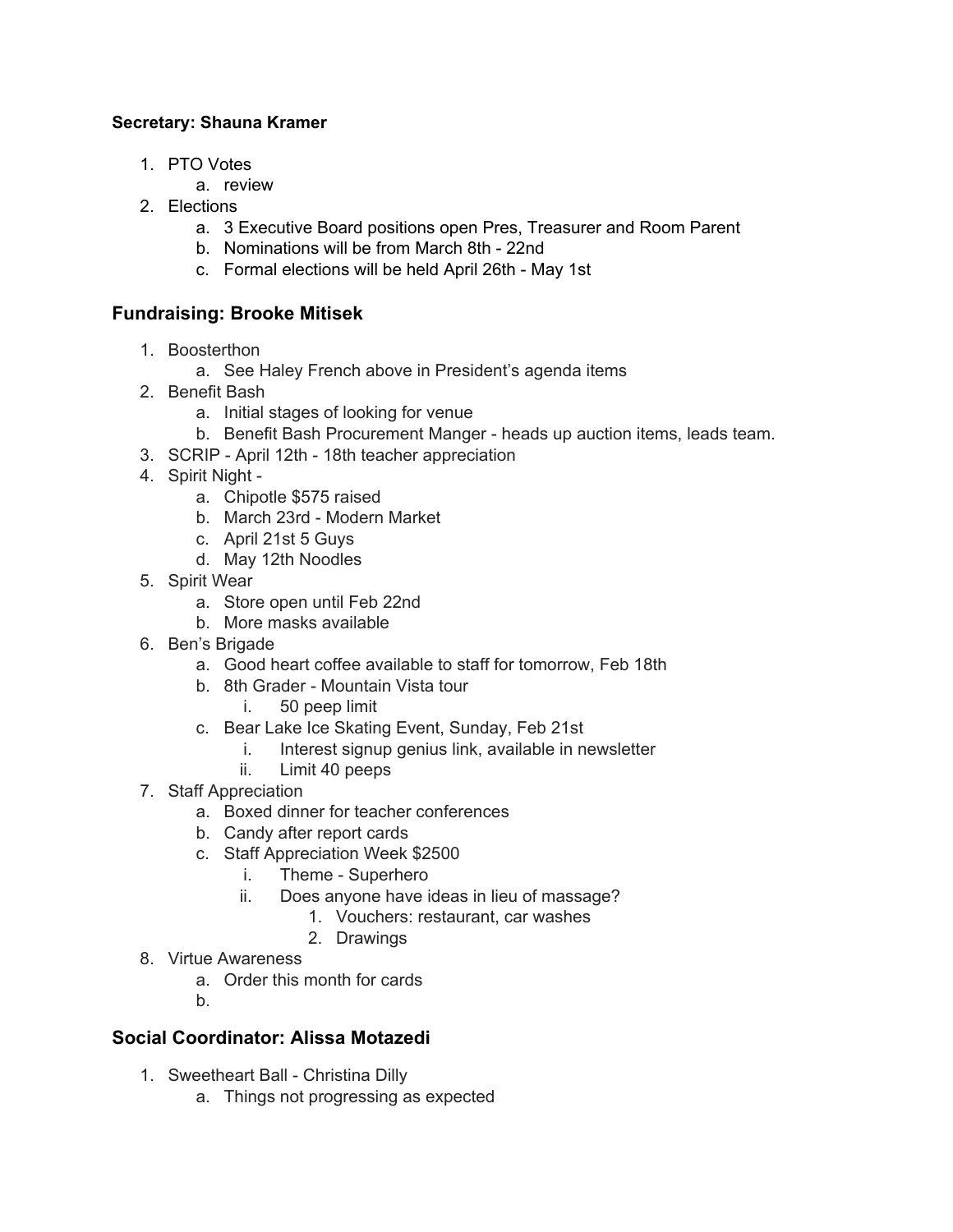**Secretary: Shauna Kramer**

1. PTO Votes
   a. review
2. Elections
   a. 3 Executive Board positions open Pres, Treasurer and Room Parent
   b. Nominations will be from March 8th - 22nd
   c. Formal elections will be held April 26th - May 1st

## Fundraising: Brooke Mitisek

1. Boosterthon
   a. See Haley French above in President's agenda items
2. Benefit Bash
   a. Initial stages of looking for venue
   b. Benefit Bash Procurement Manger - heads up auction items, leads team.
3. SCRIP - April 12th - 18th teacher appreciation
4. Spirit Night -
   a. Chipotle $575 raised
   b. March 23rd - Modern Market
   c. April 21st 5 Guys
   d. May 12th Noodles
5. Spirit Wear
   a. Store open until Feb 22nd
   b. More masks available
6. Ben's Brigade
   a. Good heart coffee available to staff for tomorrow, Feb 18th
   b. 8th Grader - Mountain Vista tour
      i. 50 peep limit
   c. Bear Lake Ice Skating Event, Sunday, Feb 21st
      i. Interest signup genius link, available in newsletter
      ii. Limit 40 peeps
7. Staff Appreciation
   a. Boxed dinner for teacher conferences
   b. Candy after report cards
   c. Staff Appreciation Week $2500
      i. Theme - Superhero
      ii. Does anyone have ideas in lieu of massage?
         1. Vouchers: restaurant, car washes
         2. Drawings
8. Virtue Awareness
   a. Order this month for cards
   b.

## Social Coordinator: Alissa Motazedi

1. Sweetheart Ball - Christina Dilly
   a. Things not progressing as expected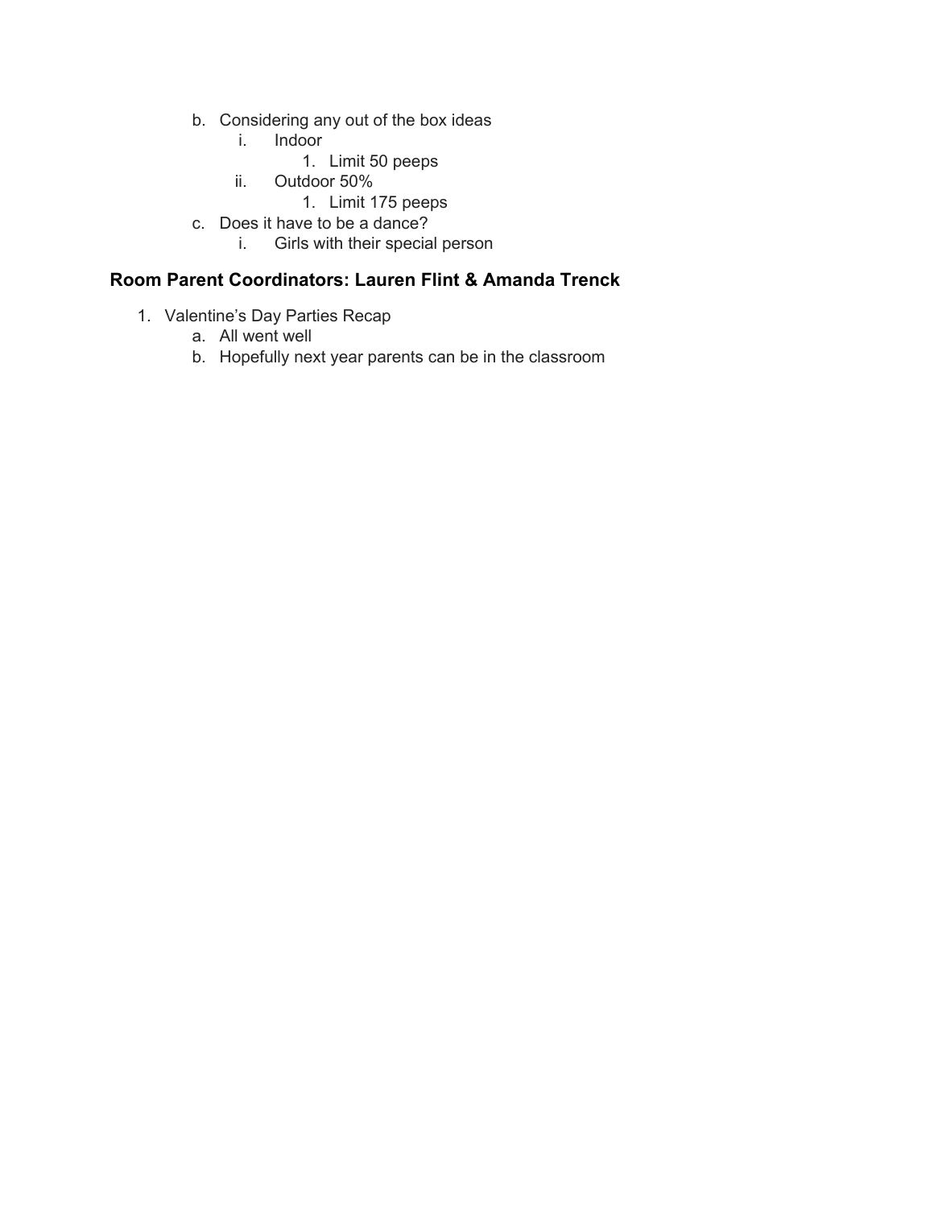b. Considering any out of the box ideas
    i. Indoor
        1. Limit 50 peeps
    ii. Outdoor 50%
        1. Limit 175 peeps
c. Does it have to be a dance?
    i. Girls with their special person

**Room Parent Coordinators: Lauren Flint & Amanda Trenck**

1. Valentine's Day Parties Recap
    a. All went well
    b. Hopefully next year parents can be in the classroom